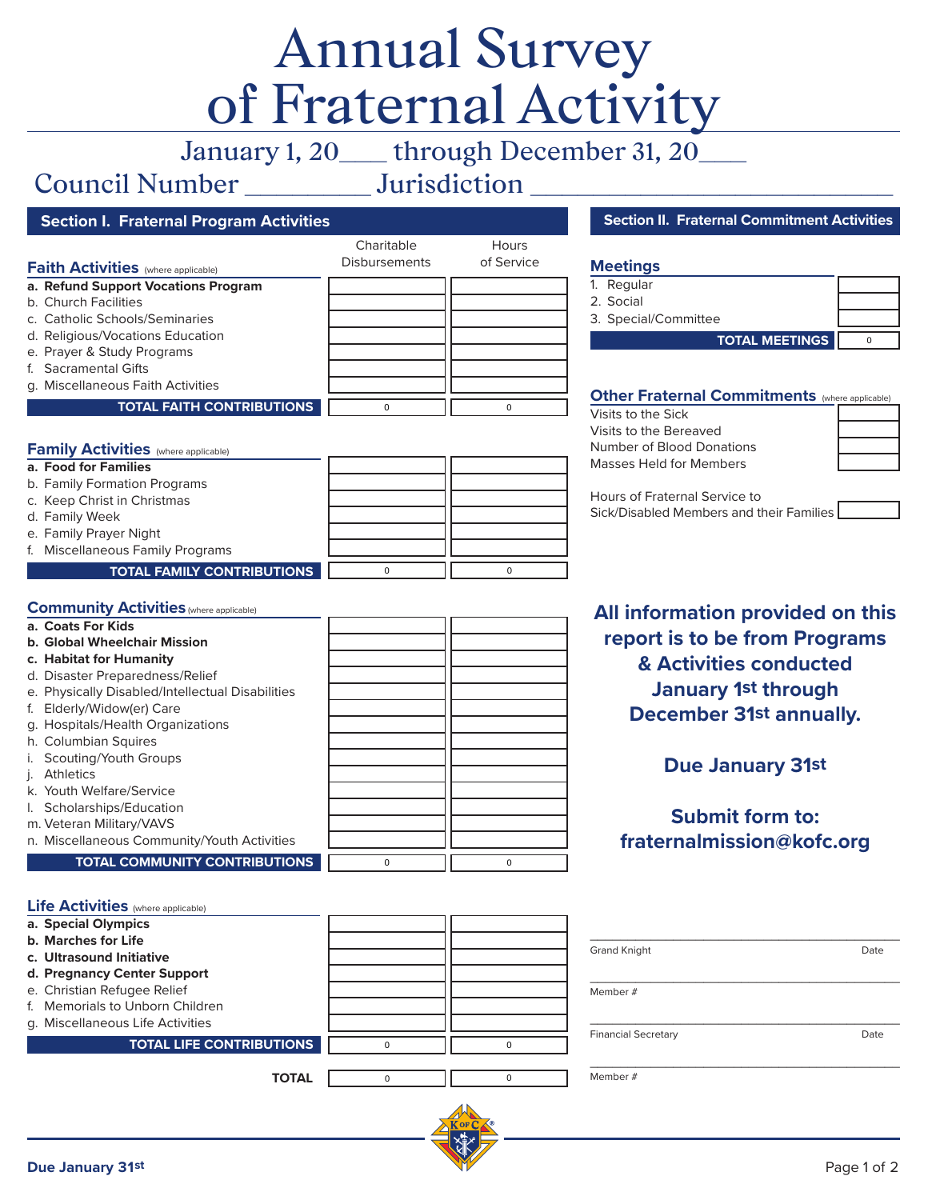# Annual Survey of Fraternal Activity

January 1, 20___ through December 31, 20___

Council Number _________ Jurisdiction ___________________________

## Section I. Fraternal Program Activities

| Faith Activities (where applicable) | Charitable Disbursements | Hours of Service |
|---|---|---|
| **a. Refund Support Vocations Program** | | |
| b. Church Facilities | | |
| c. Catholic Schools/Seminaries | | |
| d. Religious/Vocations Education | | |
| e. Prayer & Study Programs | | |
| f. Sacramental Gifts | | |
| g. Miscellaneous Faith Activities | | |
| **TOTAL FAITH CONTRIBUTIONS** | 0 | 0 |

| Family Activities (where applicable) | Charitable Disbursements | Hours of Service |
|---|---|---|
| **a. Food for Families** | | |
| b. Family Formation Programs | | |
| c. Keep Christ in Christmas | | |
| d. Family Week | | |
| e. Family Prayer Night | | |
| f. Miscellaneous Family Programs | | |
| **TOTAL FAMILY CONTRIBUTIONS** | 0 | 0 |

| Community Activities (where applicable) | Charitable Disbursements | Hours of Service |
|---|---|---|
| **a. Coats For Kids** | | |
| **b. Global Wheelchair Mission** | | |
| **c. Habitat for Humanity** | | |
| d. Disaster Preparedness/Relief | | |
| e. Physically Disabled/Intellectual Disabilities | | |
| f. Elderly/Widow(er) Care | | |
| g. Hospitals/Health Organizations | | |
| h. Columbian Squires | | |
| i. Scouting/Youth Groups | | |
| j. Athletics | | |
| k. Youth Welfare/Service | | |
| l. Scholarships/Education | | |
| m. Veteran Military/VAVS | | |
| n. Miscellaneous Community/Youth Activities | | |
| **TOTAL COMMUNITY CONTRIBUTIONS** | 0 | 0 |

| Life Activities (where applicable) | Charitable Disbursements | Hours of Service |
|---|---|---|
| **a. Special Olympics** | | |
| **b. Marches for Life** | | |
| **c. Ultrasound Initiative** | | |
| **d. Pregnancy Center Support** | | |
| e. Christian Refugee Relief | | |
| f. Memorials to Unborn Children | | |
| g. Miscellaneous Life Activities | | |
| **TOTAL LIFE CONTRIBUTIONS** | 0 | 0 |
| **TOTAL** | 0 | 0 |

## Section II. Fraternal Commitment Activities

| Meetings | |
|---|---|
| 1. Regular | |
| 2. Social | |
| 3. Special/Committee | |
| **TOTAL MEETINGS** | 0 |

| Other Fraternal Commitments (where applicable) | |
|---|---|
| Visits to the Sick | |
| Visits to the Bereaved | |
| Number of Blood Donations | |
| Masses Held for Members | |
| Hours of Fraternal Service to Sick/Disabled Members and their Families | |

**All information provided on this report is to be from Programs & Activities conducted January 1st through December 31st annually.**

**Due January 31st**

**Submit form to: fraternalmission@kofc.org**

___________________________
Grand Knight Date

___________________________
Member #

___________________________
Financial Secretary Date

___________________________
Member #

**Due January 31st**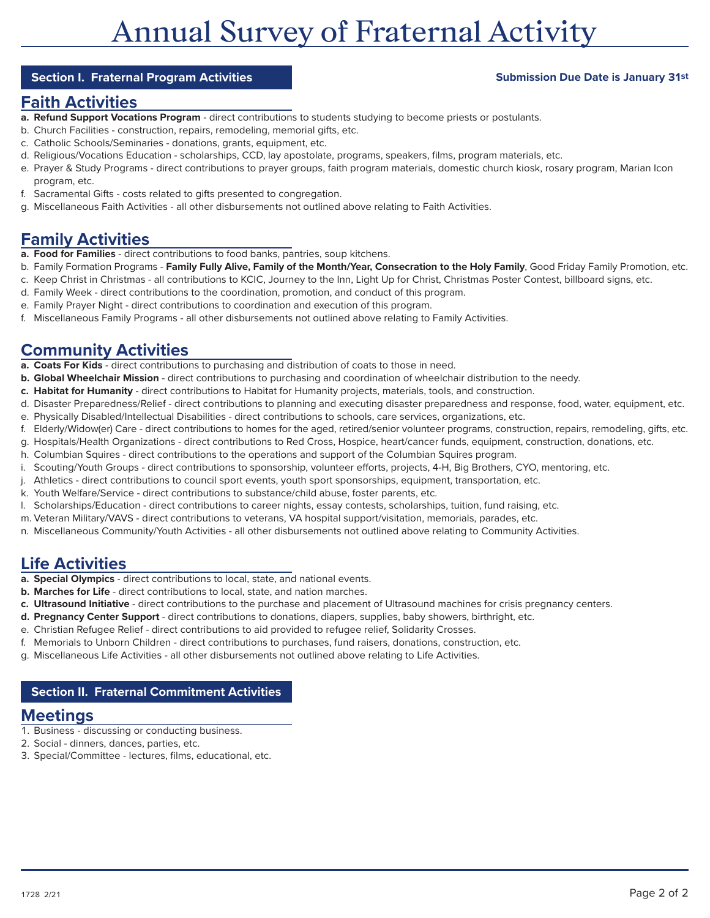# Annual Survey of Fraternal Activity

## Section I. Fraternal Program Activities

**Submission Due Date is January 31st**

### Faith Activities

- **a. Refund Support Vocations Program** - direct contributions to students studying to become priests or postulants.
- b. Church Facilities - construction, repairs, remodeling, memorial gifts, etc.
- c. Catholic Schools/Seminaries - donations, grants, equipment, etc.
- d. Religious/Vocations Education - scholarships, CCD, lay apostolate, programs, speakers, films, program materials, etc.
- e. Prayer & Study Programs - direct contributions to prayer groups, faith program materials, domestic church kiosk, rosary program, Marian Icon program, etc.
- f. Sacramental Gifts - costs related to gifts presented to congregation.
- g. Miscellaneous Faith Activities - all other disbursements not outlined above relating to Faith Activities.

### Family Activities

- **a. Food for Families** - direct contributions to food banks, pantries, soup kitchens.
- b. Family Formation Programs - **Family Fully Alive, Family of the Month/Year, Consecration to the Holy Family**, Good Friday Family Promotion, etc.
- c. Keep Christ in Christmas - all contributions to KCIC, Journey to the Inn, Light Up for Christ, Christmas Poster Contest, billboard signs, etc.
- d. Family Week - direct contributions to the coordination, promotion, and conduct of this program.
- e. Family Prayer Night - direct contributions to coordination and execution of this program.
- f. Miscellaneous Family Programs - all other disbursements not outlined above relating to Family Activities.

### Community Activities

- **a. Coats For Kids** - direct contributions to purchasing and distribution of coats to those in need.
- **b. Global Wheelchair Mission** - direct contributions to purchasing and coordination of wheelchair distribution to the needy.
- **c. Habitat for Humanity** - direct contributions to Habitat for Humanity projects, materials, tools, and construction.
- d. Disaster Preparedness/Relief - direct contributions to planning and executing disaster preparedness and response, food, water, equipment, etc.
- e. Physically Disabled/Intellectual Disabilities - direct contributions to schools, care services, organizations, etc.
- f. Elderly/Widow(er) Care - direct contributions to homes for the aged, retired/senior volunteer programs, construction, repairs, remodeling, gifts, etc.
- g. Hospitals/Health Organizations - direct contributions to Red Cross, Hospice, heart/cancer funds, equipment, construction, donations, etc.
- h. Columbian Squires - direct contributions to the operations and support of the Columbian Squires program.
- i. Scouting/Youth Groups - direct contributions to sponsorship, volunteer efforts, projects, 4-H, Big Brothers, CYO, mentoring, etc.
- j. Athletics - direct contributions to council sport events, youth sport sponsorships, equipment, transportation, etc.
- k. Youth Welfare/Service - direct contributions to substance/child abuse, foster parents, etc.
- l. Scholarships/Education - direct contributions to career nights, essay contests, scholarships, tuition, fund raising, etc.
- m. Veteran Military/VAVS - direct contributions to veterans, VA hospital support/visitation, memorials, parades, etc.
- n. Miscellaneous Community/Youth Activities - all other disbursements not outlined above relating to Community Activities.

### Life Activities

- **a. Special Olympics** - direct contributions to local, state, and national events.
- **b. Marches for Life** - direct contributions to local, state, and nation marches.
- **c. Ultrasound Initiative** - direct contributions to the purchase and placement of Ultrasound machines for crisis pregnancy centers.
- **d. Pregnancy Center Support** - direct contributions to donations, diapers, supplies, baby showers, birthright, etc.
- e. Christian Refugee Relief - direct contributions to aid provided to refugee relief, Solidarity Crosses.
- f. Memorials to Unborn Children - direct contributions to purchases, fund raisers, donations, construction, etc.
- g. Miscellaneous Life Activities - all other disbursements not outlined above relating to Life Activities.

## Section II. Fraternal Commitment Activities

### Meetings

1. Business - discussing or conducting business.
2. Social - dinners, dances, parties, etc.
3. Special/Committee - lectures, films, educational, etc.

1728 2/21